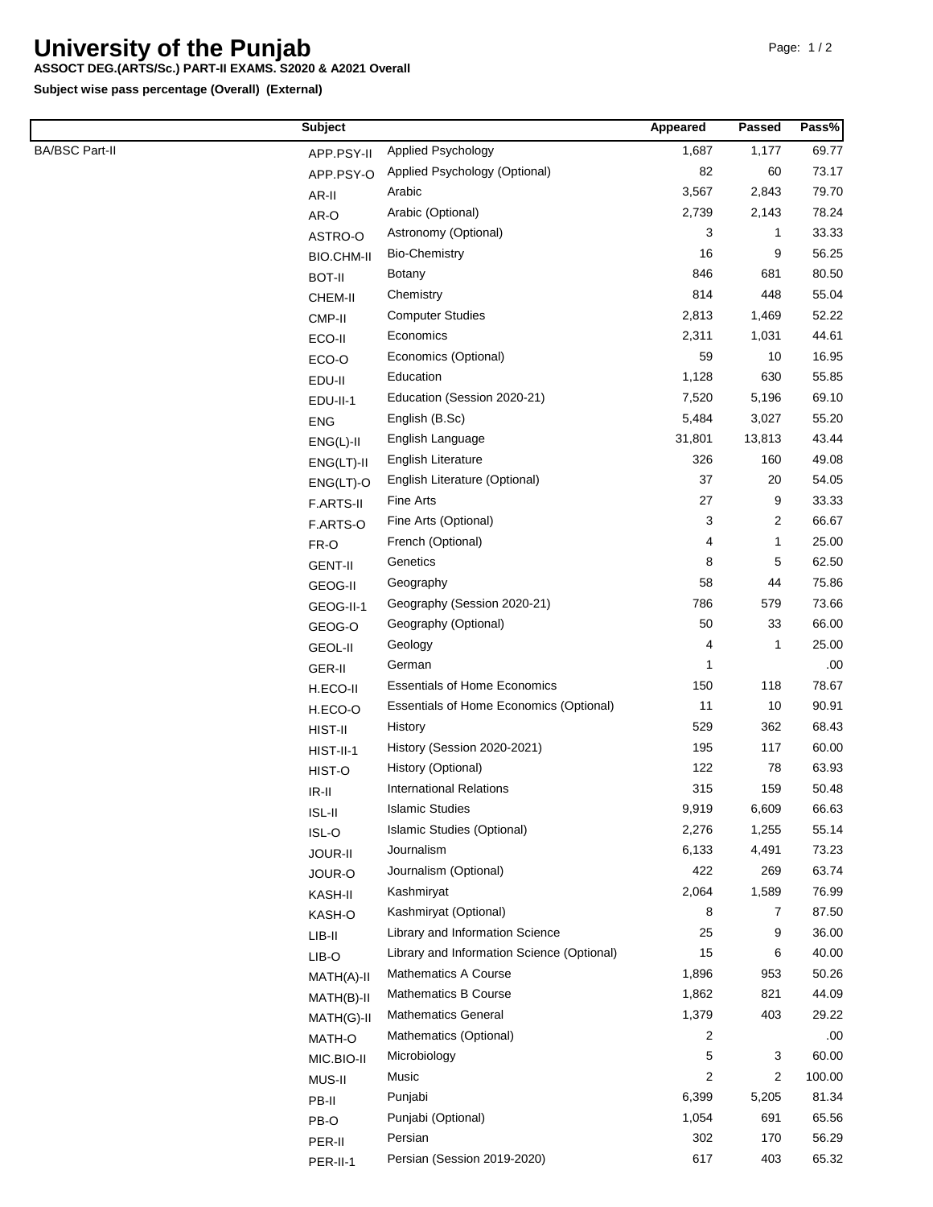# University of the Punjab

**ASSOCT DEG.(ARTS/Sc.) PART-II EXAMS. S2020 & A2021 Overall**

**Subject wise pass percentage (Overall) (External)**

| | Subject | | Appeared | Passed | Pass% |
|---|---|---|---|---|---|
| BA/BSC Part-II | APP.PSY-II | Applied Psychology | 1,687 | 1,177 | 69.77 |
| | APP.PSY-O | Applied Psychology (Optional) | 82 | 60 | 73.17 |
| | AR-II | Arabic | 3,567 | 2,843 | 79.70 |
| | AR-O | Arabic (Optional) | 2,739 | 2,143 | 78.24 |
| | ASTRO-O | Astronomy (Optional) | 3 | 1 | 33.33 |
| | BIO.CHM-II | Bio-Chemistry | 16 | 9 | 56.25 |
| | BOT-II | Botany | 846 | 681 | 80.50 |
| | CHEM-II | Chemistry | 814 | 448 | 55.04 |
| | CMP-II | Computer Studies | 2,813 | 1,469 | 52.22 |
| | ECO-II | Economics | 2,311 | 1,031 | 44.61 |
| | ECO-O | Economics (Optional) | 59 | 10 | 16.95 |
| | EDU-II | Education | 1,128 | 630 | 55.85 |
| | EDU-II-1 | Education (Session 2020-21) | 7,520 | 5,196 | 69.10 |
| | ENG | English (B.Sc) | 5,484 | 3,027 | 55.20 |
| | ENG(L)-II | English Language | 31,801 | 13,813 | 43.44 |
| | ENG(LT)-II | English Literature | 326 | 160 | 49.08 |
| | ENG(LT)-O | English Literature (Optional) | 37 | 20 | 54.05 |
| | F.ARTS-II | Fine Arts | 27 | 9 | 33.33 |
| | F.ARTS-O | Fine Arts (Optional) | 3 | 2 | 66.67 |
| | FR-O | French (Optional) | 4 | 1 | 25.00 |
| | GENT-II | Genetics | 8 | 5 | 62.50 |
| | GEOG-II | Geography | 58 | 44 | 75.86 |
| | GEOG-II-1 | Geography (Session 2020-21) | 786 | 579 | 73.66 |
| | GEOG-O | Geography (Optional) | 50 | 33 | 66.00 |
| | GEOL-II | Geology | 4 | 1 | 25.00 |
| | GER-II | German | 1 | | .00 |
| | H.ECO-II | Essentials of Home Economics | 150 | 118 | 78.67 |
| | H.ECO-O | Essentials of Home Economics (Optional) | 11 | 10 | 90.91 |
| | HIST-II | History | 529 | 362 | 68.43 |
| | HIST-II-1 | History (Session 2020-2021) | 195 | 117 | 60.00 |
| | HIST-O | History (Optional) | 122 | 78 | 63.93 |
| | IR-II | International Relations | 315 | 159 | 50.48 |
| | ISL-II | Islamic Studies | 9,919 | 6,609 | 66.63 |
| | ISL-O | Islamic Studies (Optional) | 2,276 | 1,255 | 55.14 |
| | JOUR-II | Journalism | 6,133 | 4,491 | 73.23 |
| | JOUR-O | Journalism (Optional) | 422 | 269 | 63.74 |
| | KASH-II | Kashmiryat | 2,064 | 1,589 | 76.99 |
| | KASH-O | Kashmiryat (Optional) | 8 | 7 | 87.50 |
| | LIB-II | Library and Information Science | 25 | 9 | 36.00 |
| | LIB-O | Library and Information Science (Optional) | 15 | 6 | 40.00 |
| | MATH(A)-II | Mathematics A Course | 1,896 | 953 | 50.26 |
| | MATH(B)-II | Mathematics B Course | 1,862 | 821 | 44.09 |
| | MATH(G)-II | Mathematics General | 1,379 | 403 | 29.22 |
| | MATH-O | Mathematics (Optional) | 2 | | .00 |
| | MIC.BIO-II | Microbiology | 5 | 3 | 60.00 |
| | MUS-II | Music | 2 | 2 | 100.00 |
| | PB-II | Punjabi | 6,399 | 5,205 | 81.34 |
| | PB-O | Punjabi (Optional) | 1,054 | 691 | 65.56 |
| | PER-II | Persian | 302 | 170 | 56.29 |
| | PER-II-1 | Persian (Session 2019-2020) | 617 | 403 | 65.32 |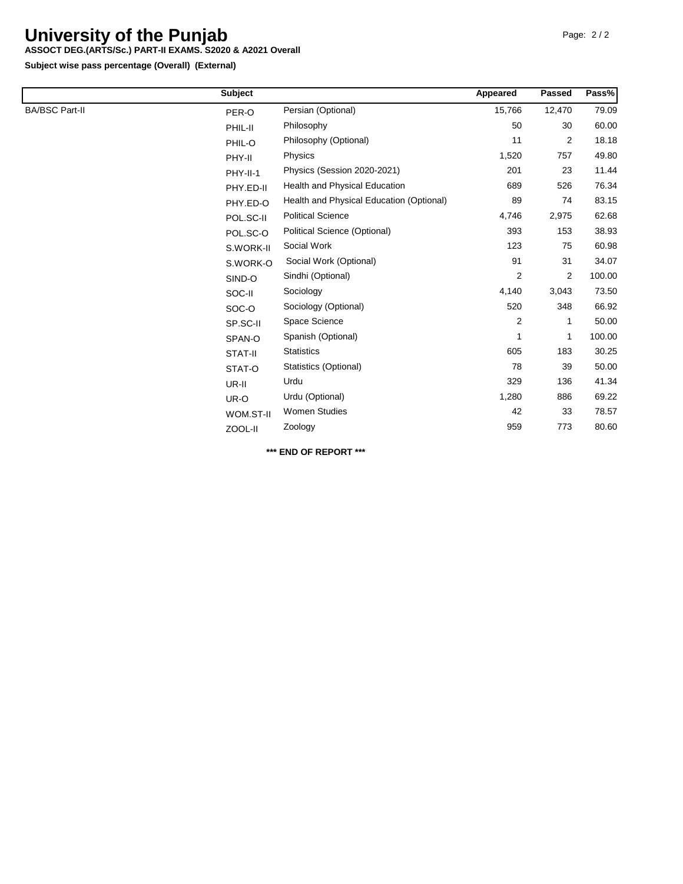# University of the Punjab

**ASSOCT DEG.(ARTS/Sc.) PART-II EXAMS. S2020 & A2021 Overall**

**Subject wise pass percentage (Overall) (External)**

| | Subject | | Appeared | Passed | Pass% |
|---|---|---|---|---|---|
| BA/BSC Part-II | PER-O | Persian (Optional) | 15,766 | 12,470 | 79.09 |
| | PHIL-II | Philosophy | 50 | 30 | 60.00 |
| | PHIL-O | Philosophy (Optional) | 11 | 2 | 18.18 |
| | PHY-II | Physics | 1,520 | 757 | 49.80 |
| | PHY-II-1 | Physics (Session 2020-2021) | 201 | 23 | 11.44 |
| | PHY.ED-II | Health and Physical Education | 689 | 526 | 76.34 |
| | PHY.ED-O | Health and Physical Education (Optional) | 89 | 74 | 83.15 |
| | POL.SC-II | Political Science | 4,746 | 2,975 | 62.68 |
| | POL.SC-O | Political Science (Optional) | 393 | 153 | 38.93 |
| | S.WORK-II | Social Work | 123 | 75 | 60.98 |
| | S.WORK-O | Social Work (Optional) | 91 | 31 | 34.07 |
| | SIND-O | Sindhi (Optional) | 2 | 2 | 100.00 |
| | SOC-II | Sociology | 4,140 | 3,043 | 73.50 |
| | SOC-O | Sociology (Optional) | 520 | 348 | 66.92 |
| | SP.SC-II | Space Science | 2 | 1 | 50.00 |
| | SPAN-O | Spanish (Optional) | 1 | 1 | 100.00 |
| | STAT-II | Statistics | 605 | 183 | 30.25 |
| | STAT-O | Statistics (Optional) | 78 | 39 | 50.00 |
| | UR-II | Urdu | 329 | 136 | 41.34 |
| | UR-O | Urdu (Optional) | 1,280 | 886 | 69.22 |
| | WOM.ST-II | Women Studies | 42 | 33 | 78.57 |
| | ZOOL-II | Zoology | 959 | 773 | 80.60 |

**\*\*\* END OF REPORT \*\*\***